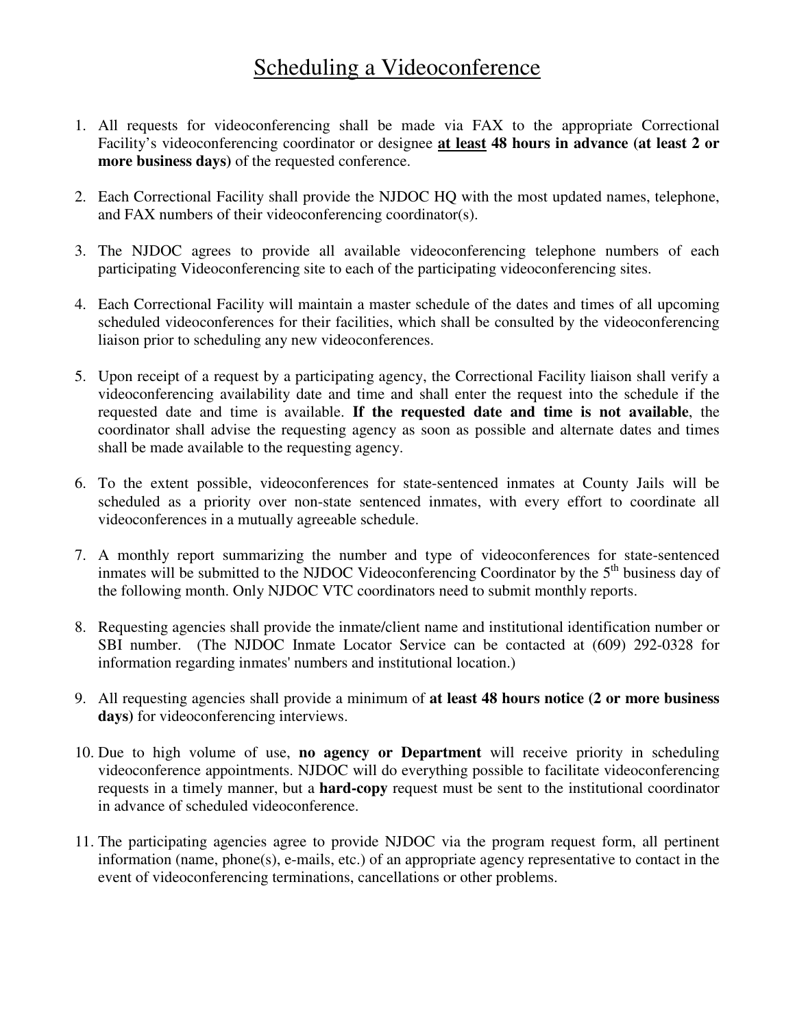# Scheduling a Videoconference

1. All requests for videoconferencing shall be made via FAX to the appropriate Correctional Facility's videoconferencing coordinator or designee **at least 48 hours in advance (at least 2 or more business days)** of the requested conference.

2. Each Correctional Facility shall provide the NJDOC HQ with the most updated names, telephone, and FAX numbers of their videoconferencing coordinator(s).

3. The NJDOC agrees to provide all available videoconferencing telephone numbers of each participating Videoconferencing site to each of the participating videoconferencing sites.

4. Each Correctional Facility will maintain a master schedule of the dates and times of all upcoming scheduled videoconferences for their facilities, which shall be consulted by the videoconferencing liaison prior to scheduling any new videoconferences.

5. Upon receipt of a request by a participating agency, the Correctional Facility liaison shall verify a videoconferencing availability date and time and shall enter the request into the schedule if the requested date and time is available. **If the requested date and time is not available**, the coordinator shall advise the requesting agency as soon as possible and alternate dates and times shall be made available to the requesting agency.

6. To the extent possible, videoconferences for state-sentenced inmates at County Jails will be scheduled as a priority over non-state sentenced inmates, with every effort to coordinate all videoconferences in a mutually agreeable schedule.

7. A monthly report summarizing the number and type of videoconferences for state-sentenced inmates will be submitted to the NJDOC Videoconferencing Coordinator by the 5th business day of the following month. Only NJDOC VTC coordinators need to submit monthly reports.

8. Requesting agencies shall provide the inmate/client name and institutional identification number or SBI number. (The NJDOC Inmate Locator Service can be contacted at (609) 292-0328 for information regarding inmates' numbers and institutional location.)

9. All requesting agencies shall provide a minimum of **at least 48 hours notice (2 or more business days)** for videoconferencing interviews.

10. Due to high volume of use, **no agency or Department** will receive priority in scheduling videoconference appointments. NJDOC will do everything possible to facilitate videoconferencing requests in a timely manner, but a **hard-copy** request must be sent to the institutional coordinator in advance of scheduled videoconference.

11. The participating agencies agree to provide NJDOC via the program request form, all pertinent information (name, phone(s), e-mails, etc.) of an appropriate agency representative to contact in the event of videoconferencing terminations, cancellations or other problems.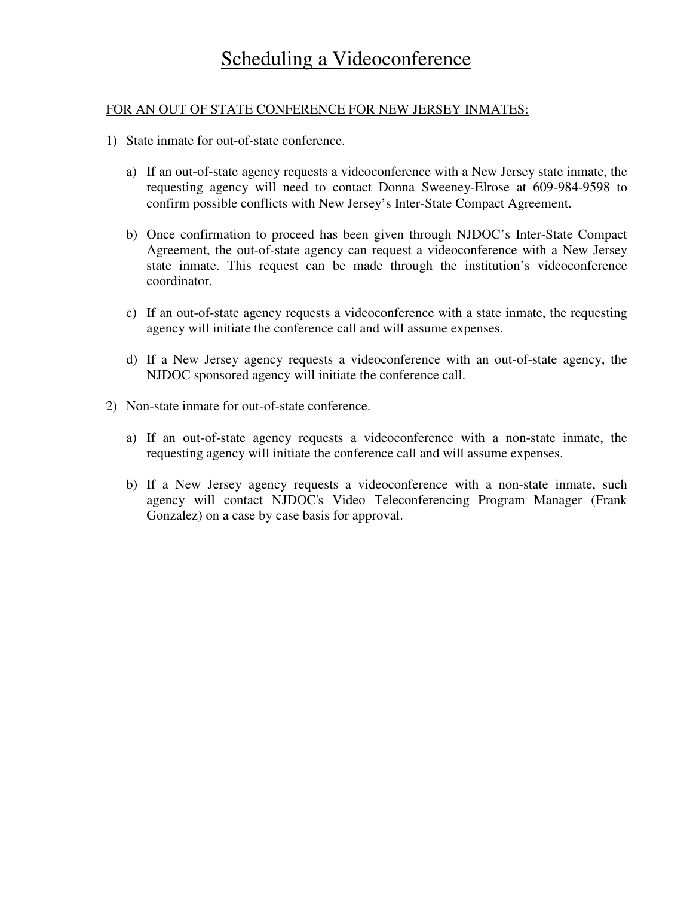# Scheduling a Videoconference

FOR AN OUT OF STATE CONFERENCE FOR NEW JERSEY INMATES:

1) State inmate for out-of-state conference.

   a) If an out-of-state agency requests a videoconference with a New Jersey state inmate, the requesting agency will need to contact Donna Sweeney-Elrose at 609-984-9598 to confirm possible conflicts with New Jersey's Inter-State Compact Agreement.

   b) Once confirmation to proceed has been given through NJDOC's Inter-State Compact Agreement, the out-of-state agency can request a videoconference with a New Jersey state inmate. This request can be made through the institution's videoconference coordinator.

   c) If an out-of-state agency requests a videoconference with a state inmate, the requesting agency will initiate the conference call and will assume expenses.

   d) If a New Jersey agency requests a videoconference with an out-of-state agency, the NJDOC sponsored agency will initiate the conference call.

2) Non-state inmate for out-of-state conference.

   a) If an out-of-state agency requests a videoconference with a non-state inmate, the requesting agency will initiate the conference call and will assume expenses.

   b) If a New Jersey agency requests a videoconference with a non-state inmate, such agency will contact NJDOC's Video Teleconferencing Program Manager (Frank Gonzalez) on a case by case basis for approval.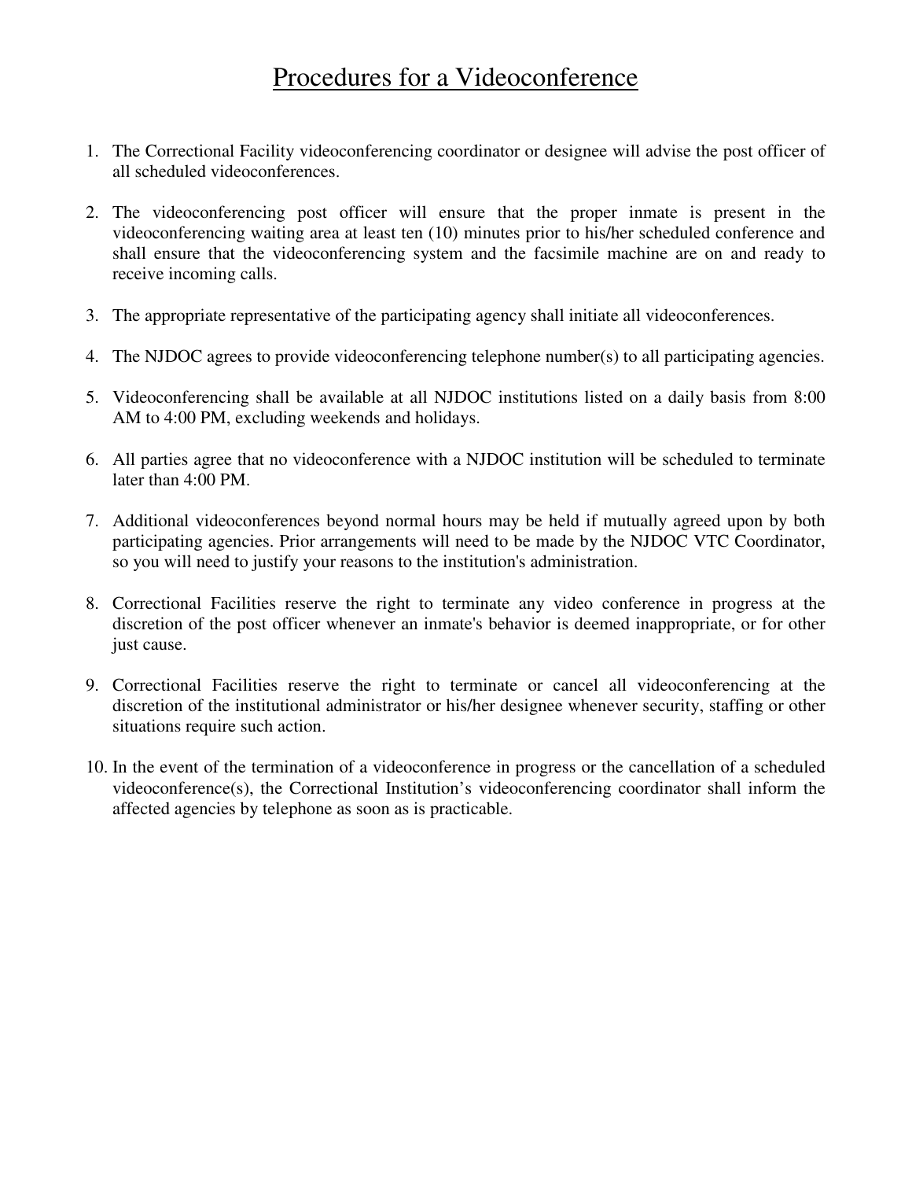# Procedures for a Videoconference

1. The Correctional Facility videoconferencing coordinator or designee will advise the post officer of all scheduled videoconferences.

2. The videoconferencing post officer will ensure that the proper inmate is present in the videoconferencing waiting area at least ten (10) minutes prior to his/her scheduled conference and shall ensure that the videoconferencing system and the facsimile machine are on and ready to receive incoming calls.

3. The appropriate representative of the participating agency shall initiate all videoconferences.

4. The NJDOC agrees to provide videoconferencing telephone number(s) to all participating agencies.

5. Videoconferencing shall be available at all NJDOC institutions listed on a daily basis from 8:00 AM to 4:00 PM, excluding weekends and holidays.

6. All parties agree that no videoconference with a NJDOC institution will be scheduled to terminate later than 4:00 PM.

7. Additional videoconferences beyond normal hours may be held if mutually agreed upon by both participating agencies. Prior arrangements will need to be made by the NJDOC VTC Coordinator, so you will need to justify your reasons to the institution's administration.

8. Correctional Facilities reserve the right to terminate any video conference in progress at the discretion of the post officer whenever an inmate's behavior is deemed inappropriate, or for other just cause.

9. Correctional Facilities reserve the right to terminate or cancel all videoconferencing at the discretion of the institutional administrator or his/her designee whenever security, staffing or other situations require such action.

10. In the event of the termination of a videoconference in progress or the cancellation of a scheduled videoconference(s), the Correctional Institution's videoconferencing coordinator shall inform the affected agencies by telephone as soon as is practicable.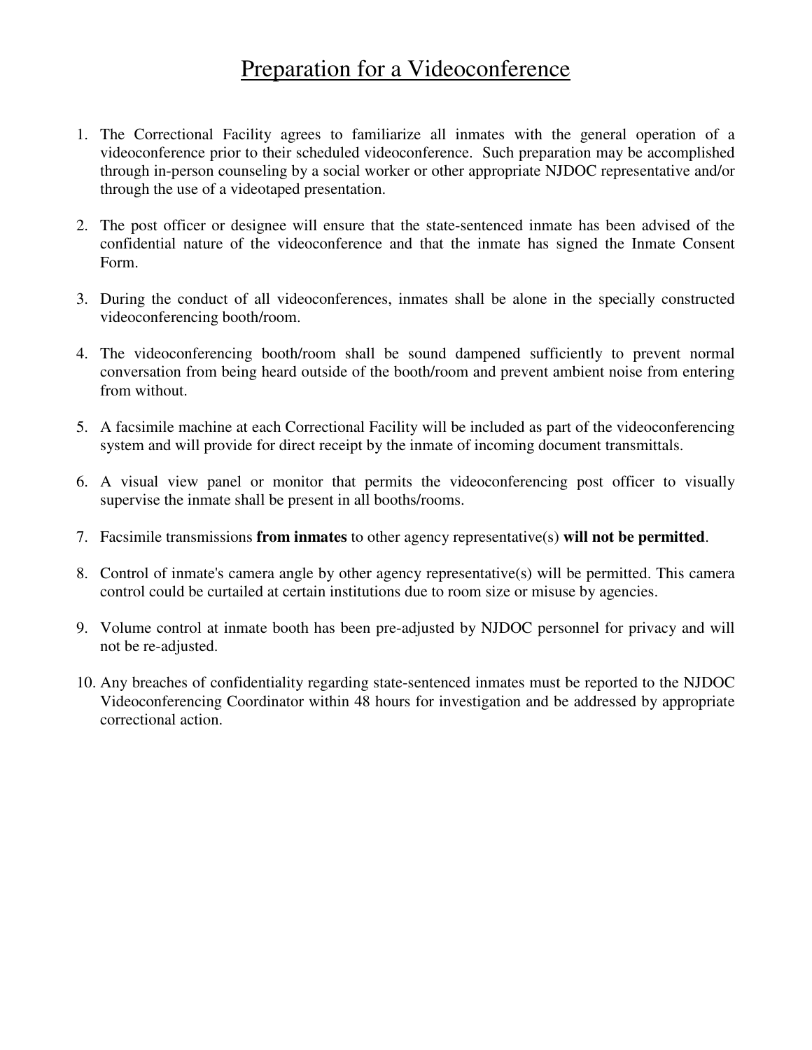# Preparation for a Videoconference

1. The Correctional Facility agrees to familiarize all inmates with the general operation of a videoconference prior to their scheduled videoconference. Such preparation may be accomplished through in-person counseling by a social worker or other appropriate NJDOC representative and/or through the use of a videotaped presentation.

2. The post officer or designee will ensure that the state-sentenced inmate has been advised of the confidential nature of the videoconference and that the inmate has signed the Inmate Consent Form.

3. During the conduct of all videoconferences, inmates shall be alone in the specially constructed videoconferencing booth/room.

4. The videoconferencing booth/room shall be sound dampened sufficiently to prevent normal conversation from being heard outside of the booth/room and prevent ambient noise from entering from without.

5. A facsimile machine at each Correctional Facility will be included as part of the videoconferencing system and will provide for direct receipt by the inmate of incoming document transmittals.

6. A visual view panel or monitor that permits the videoconferencing post officer to visually supervise the inmate shall be present in all booths/rooms.

7. Facsimile transmissions **from inmates** to other agency representative(s) **will not be permitted**.

8. Control of inmate's camera angle by other agency representative(s) will be permitted. This camera control could be curtailed at certain institutions due to room size or misuse by agencies.

9. Volume control at inmate booth has been pre-adjusted by NJDOC personnel for privacy and will not be re-adjusted.

10. Any breaches of confidentiality regarding state-sentenced inmates must be reported to the NJDOC Videoconferencing Coordinator within 48 hours for investigation and be addressed by appropriate correctional action.